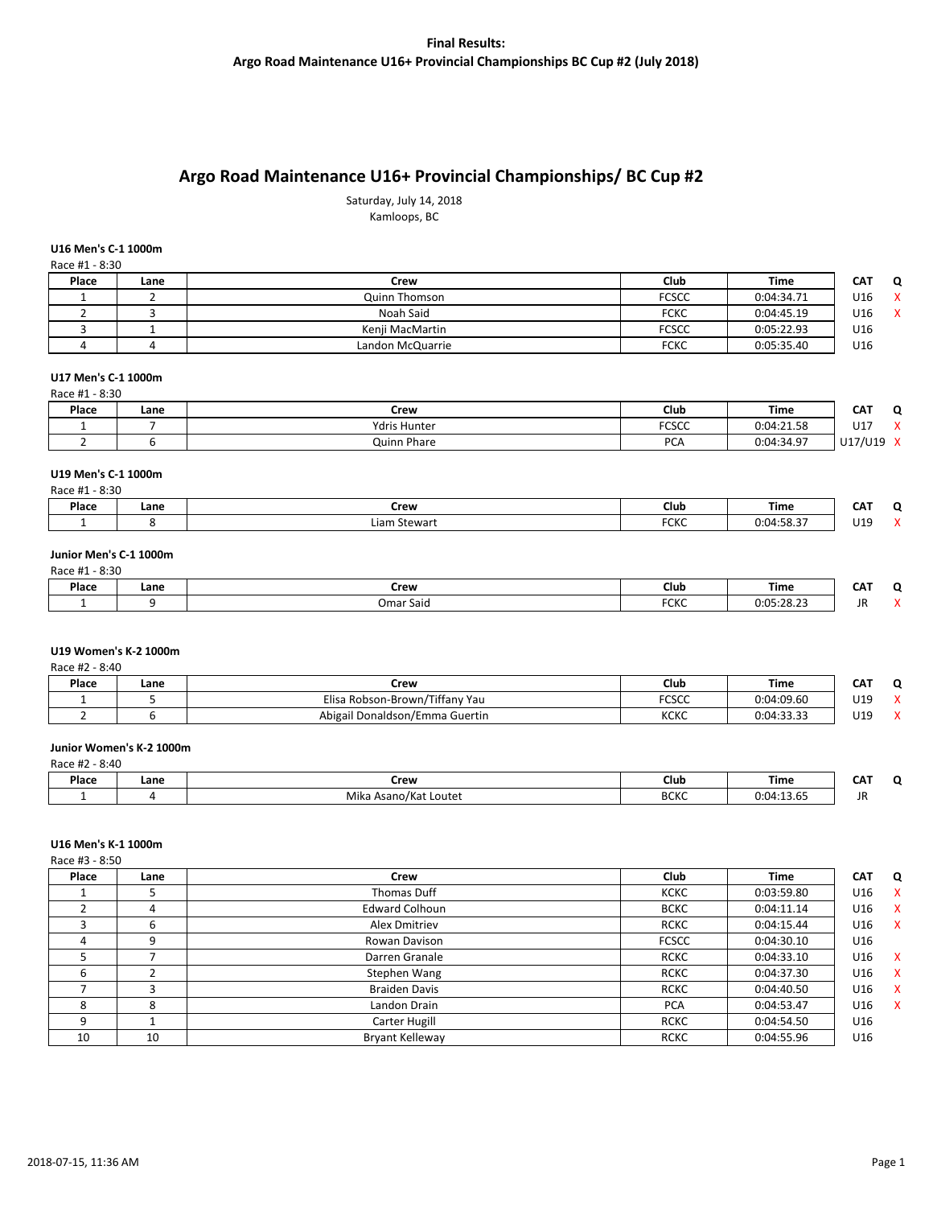**Final Results:**
**Argo Road Maintenance U16+ Provincial Championships BC Cup #2 (July 2018)**

# Argo Road Maintenance U16+ Provincial Championships/ BC Cup #2

Saturday, July 14, 2018
Kamloops, BC

**U16 Men's C-1 1000m**

Race #1 - 8:30

| Place | Lane | Crew | Club | Time | CAT | Q |
|---|---|---|---|---|---|---|
| 1 | 2 | Quinn Thomson | FCSCC | 0:04:34.71 | U16 | X |
| 2 | 3 | Noah Said | FCKC | 0:04:45.19 | U16 | X |
| 3 | 1 | Kenji MacMartin | FCSCC | 0:05:22.93 | U16 | |
| 4 | 4 | Landon McQuarrie | FCKC | 0:05:35.40 | U16 | |

**U17 Men's C-1 1000m**

Race #1 - 8:30

| Place | Lane | Crew | Club | Time | CAT | Q |
|---|---|---|---|---|---|---|
| 1 | 7 | Ydris Hunter | FCSCC | 0:04:21.58 | U17 | X |
| 2 | 6 | Quinn Phare | PCA | 0:04:34.97 | U17/U19 | X |

**U19 Men's C-1 1000m**

Race #1 - 8:30

| Place | Lane | Crew | Club | Time | CAT | Q |
|---|---|---|---|---|---|---|
| 1 | 8 | Liam Stewart | FCKC | 0:04:58.37 | U19 | X |

**Junior Men's C-1 1000m**

Race #1 - 8:30

| Place | Lane | Crew | Club | Time | CAT | Q |
|---|---|---|---|---|---|---|
| 1 | 9 | Omar Said | FCKC | 0:05:28.23 | JR | X |

**U19 Women's K-2 1000m**

Race #2 - 8:40

| Place | Lane | Crew | Club | Time | CAT | Q |
|---|---|---|---|---|---|---|
| 1 | 5 | Elisa Robson-Brown/Tiffany Yau | FCSCC | 0:04:09.60 | U19 | X |
| 2 | 6 | Abigail Donaldson/Emma Guertin | KCKC | 0:04:33.33 | U19 | X |

**Junior Women's K-2 1000m**

Race #2 - 8:40

| Place | Lane | Crew | Club | Time | CAT | Q |
|---|---|---|---|---|---|---|
| 1 | 4 | Mika Asano/Kat Loutet | BCKC | 0:04:13.65 | JR | |

**U16 Men's K-1 1000m**

Race #3 - 8:50

| Place | Lane | Crew | Club | Time | CAT | Q |
|---|---|---|---|---|---|---|
| 1 | 5 | Thomas Duff | KCKC | 0:03:59.80 | U16 | X |
| 2 | 4 | Edward Colhoun | BCKC | 0:04:11.14 | U16 | X |
| 3 | 6 | Alex Dmitriev | RCKC | 0:04:15.44 | U16 | X |
| 4 | 9 | Rowan Davison | FCSCC | 0:04:30.10 | U16 | |
| 5 | 7 | Darren Granale | RCKC | 0:04:33.10 | U16 | X |
| 6 | 2 | Stephen Wang | RCKC | 0:04:37.30 | U16 | X |
| 7 | 3 | Braiden Davis | RCKC | 0:04:40.50 | U16 | X |
| 8 | 8 | Landon Drain | PCA | 0:04:53.47 | U16 | X |
| 9 | 1 | Carter Hugill | RCKC | 0:04:54.50 | U16 | |
| 10 | 10 | Bryant Kelleway | RCKC | 0:04:55.96 | U16 | |

2018-07-15, 11:36 AM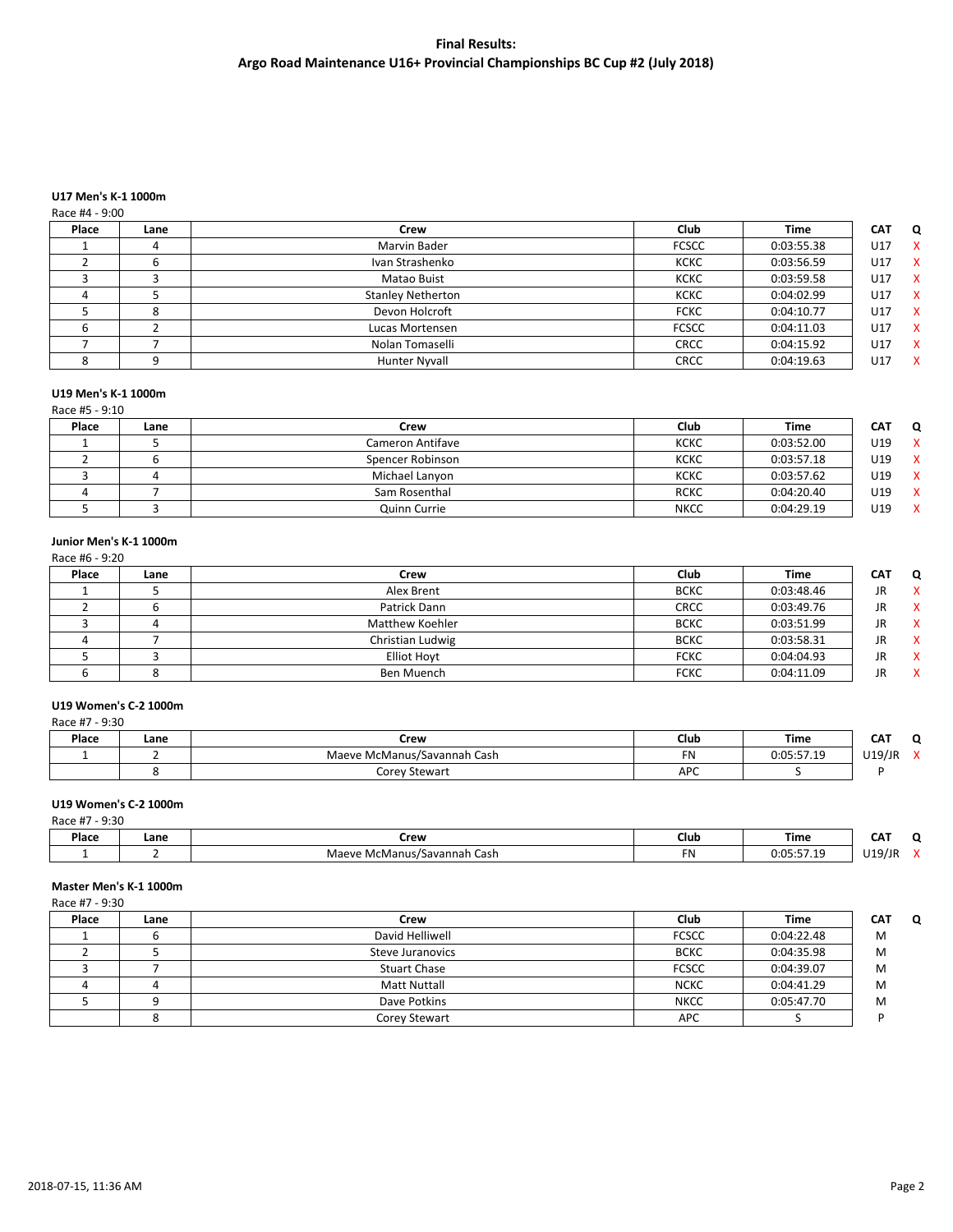**Final Results:**
**Argo Road Maintenance U16+ Provincial Championships BC Cup #2 (July 2018)**

**U17 Men's K-1 1000m**

Race #4 - 9:00

| Place | Lane | Crew | Club | Time | CAT | Q |
|---|---|---|---|---|---|---|
| 1 | 4 | Marvin Bader | FCSCC | 0:03:55.38 | U17 | X |
| 2 | 6 | Ivan Strashenko | KCKC | 0:03:56.59 | U17 | X |
| 3 | 3 | Matao Buist | KCKC | 0:03:59.58 | U17 | X |
| 4 | 5 | Stanley Netherton | KCKC | 0:04:02.99 | U17 | X |
| 5 | 8 | Devon Holcroft | FCKC | 0:04:10.77 | U17 | X |
| 6 | 2 | Lucas Mortensen | FCSCC | 0:04:11.03 | U17 | X |
| 7 | 7 | Nolan Tomaselli | CRCC | 0:04:15.92 | U17 | X |
| 8 | 9 | Hunter Nyvall | CRCC | 0:04:19.63 | U17 | X |

**U19 Men's K-1 1000m**

Race #5 - 9:10

| Place | Lane | Crew | Club | Time | CAT | Q |
|---|---|---|---|---|---|---|
| 1 | 5 | Cameron Antifave | KCKC | 0:03:52.00 | U19 | X |
| 2 | 6 | Spencer Robinson | KCKC | 0:03:57.18 | U19 | X |
| 3 | 4 | Michael Lanyon | KCKC | 0:03:57.62 | U19 | X |
| 4 | 7 | Sam Rosenthal | RCKC | 0:04:20.40 | U19 | X |
| 5 | 3 | Quinn Currie | NKCC | 0:04:29.19 | U19 | X |

**Junior Men's K-1 1000m**

Race #6 - 9:20

| Place | Lane | Crew | Club | Time | CAT | Q |
|---|---|---|---|---|---|---|
| 1 | 5 | Alex Brent | BCKC | 0:03:48.46 | JR | X |
| 2 | 6 | Patrick Dann | CRCC | 0:03:49.76 | JR | X |
| 3 | 4 | Matthew Koehler | BCKC | 0:03:51.99 | JR | X |
| 4 | 7 | Christian Ludwig | BCKC | 0:03:58.31 | JR | X |
| 5 | 3 | Elliot Hoyt | FCKC | 0:04:04.93 | JR | X |
| 6 | 8 | Ben Muench | FCKC | 0:04:11.09 | JR | X |

**U19 Women's C-2 1000m**

Race #7 - 9:30

| Place | Lane | Crew | Club | Time | CAT | Q |
|---|---|---|---|---|---|---|
| 1 | 2 | Maeve McManus/Savannah Cash | FN | 0:05:57.19 | U19/JR | X |
|  | 8 | Corey Stewart | APC | S | P |  |

**U19 Women's C-2 1000m**

Race #7 - 9:30

| Place | Lane | Crew | Club | Time | CAT | Q |
|---|---|---|---|---|---|---|
| 1 | 2 | Maeve McManus/Savannah Cash | FN | 0:05:57.19 | U19/JR | X |

**Master Men's K-1 1000m**

Race #7 - 9:30

| Place | Lane | Crew | Club | Time | CAT | Q |
|---|---|---|---|---|---|---|
| 1 | 6 | David Helliwell | FCSCC | 0:04:22.48 | M |  |
| 2 | 5 | Steve Juranovics | BCKC | 0:04:35.98 | M |  |
| 3 | 7 | Stuart Chase | FCSCC | 0:04:39.07 | M |  |
| 4 | 4 | Matt Nuttall | NCKC | 0:04:41.29 | M |  |
| 5 | 9 | Dave Potkins | NKCC | 0:05:47.70 | M |  |
|  | 8 | Corey Stewart | APC | S | P |  |

2018-07-15, 11:36 AM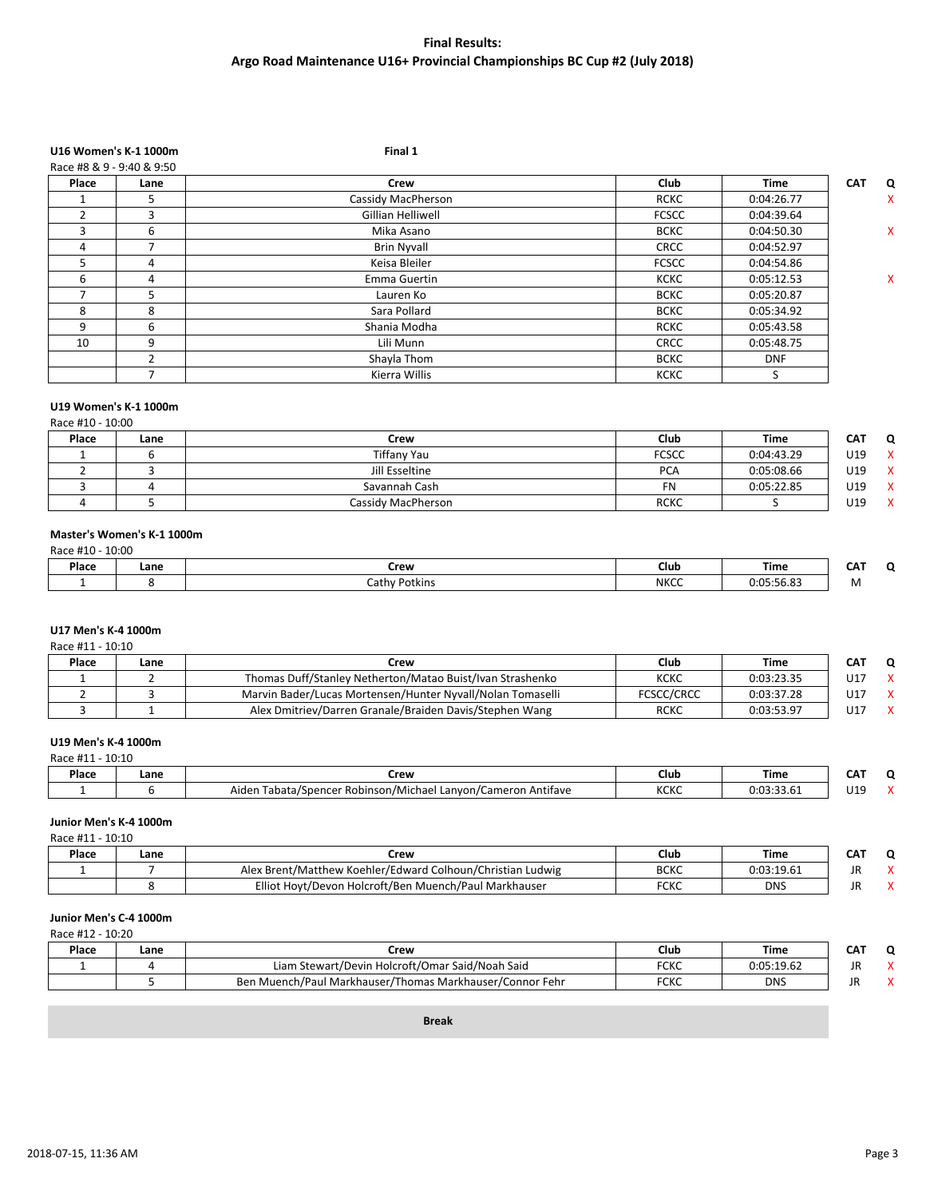# Final Results:
## Argo Road Maintenance U16+ Provincial Championships BC Cup #2 (July 2018)

### U16 Women's K-1 1000m

**Final 1**

Race #8 & 9 - 9:40 & 9:50

| Place | Lane | Crew | Club | Time | CAT | Q |
|---|---|---|---|---|---|---|
| 1 | 5 | Cassidy MacPherson | RCKC | 0:04:26.77 | | X |
| 2 | 3 | Gillian Helliwell | FCSCC | 0:04:39.64 | | |
| 3 | 6 | Mika Asano | BCKC | 0:04:50.30 | | X |
| 4 | 7 | Brin Nyvall | CRCC | 0:04:52.97 | | |
| 5 | 4 | Keisa Bleiler | FCSCC | 0:04:54.86 | | |
| 6 | 4 | Emma Guertin | KCKC | 0:05:12.53 | | X |
| 7 | 5 | Lauren Ko | BCKC | 0:05:20.87 | | |
| 8 | 8 | Sara Pollard | BCKC | 0:05:34.92 | | |
| 9 | 6 | Shania Modha | RCKC | 0:05:43.58 | | |
| 10 | 9 | Lili Munn | CRCC | 0:05:48.75 | | |
| | 2 | Shayla Thom | BCKC | DNF | | |
| | 7 | Kierra Willis | KCKC | S | | |

### U19 Women's K-1 1000m

Race #10 - 10:00

| Place | Lane | Crew | Club | Time | CAT | Q |
|---|---|---|---|---|---|---|
| 1 | 6 | Tiffany Yau | FCSCC | 0:04:43.29 | U19 | X |
| 2 | 3 | Jill Esseltine | PCA | 0:05:08.66 | U19 | X |
| 3 | 4 | Savannah Cash | FN | 0:05:22.85 | U19 | X |
| 4 | 5 | Cassidy MacPherson | RCKC | S | U19 | X |

### Master's Women's K-1 1000m

Race #10 - 10:00

| Place | Lane | Crew | Club | Time | CAT | Q |
|---|---|---|---|---|---|---|
| 1 | 8 | Cathy Potkins | NKCC | 0:05:56.83 | M | |

### U17 Men's K-4 1000m

Race #11 - 10:10

| Place | Lane | Crew | Club | Time | CAT | Q |
|---|---|---|---|---|---|---|
| 1 | 2 | Thomas Duff/Stanley Netherton/Matao Buist/Ivan Strashenko | KCKC | 0:03:23.35 | U17 | X |
| 2 | 3 | Marvin Bader/Lucas Mortensen/Hunter Nyvall/Nolan Tomaselli | FCSCC/CRCC | 0:03:37.28 | U17 | X |
| 3 | 1 | Alex Dmitriev/Darren Granale/Braiden Davis/Stephen Wang | RCKC | 0:03:53.97 | U17 | X |

### U19 Men's K-4 1000m

Race #11 - 10:10

| Place | Lane | Crew | Club | Time | CAT | Q |
|---|---|---|---|---|---|---|
| 1 | 6 | Aiden Tabata/Spencer Robinson/Michael Lanyon/Cameron Antifave | KCKC | 0:03:33.61 | U19 | X |

### Junior Men's K-4 1000m

Race #11 - 10:10

| Place | Lane | Crew | Club | Time | CAT | Q |
|---|---|---|---|---|---|---|
| 1 | 7 | Alex Brent/Matthew Koehler/Edward Colhoun/Christian Ludwig | BCKC | 0:03:19.61 | JR | X |
| | 8 | Elliot Hoyt/Devon Holcroft/Ben Muench/Paul Markhauser | FCKC | DNS | JR | X |

### Junior Men's C-4 1000m

Race #12 - 10:20

| Place | Lane | Crew | Club | Time | CAT | Q |
|---|---|---|---|---|---|---|
| 1 | 4 | Liam Stewart/Devin Holcroft/Omar Said/Noah Said | FCKC | 0:05:19.62 | JR | X |
| | 5 | Ben Muench/Paul Markhauser/Thomas Markhauser/Connor Fehr | FCKC | DNS | JR | X |

**Break**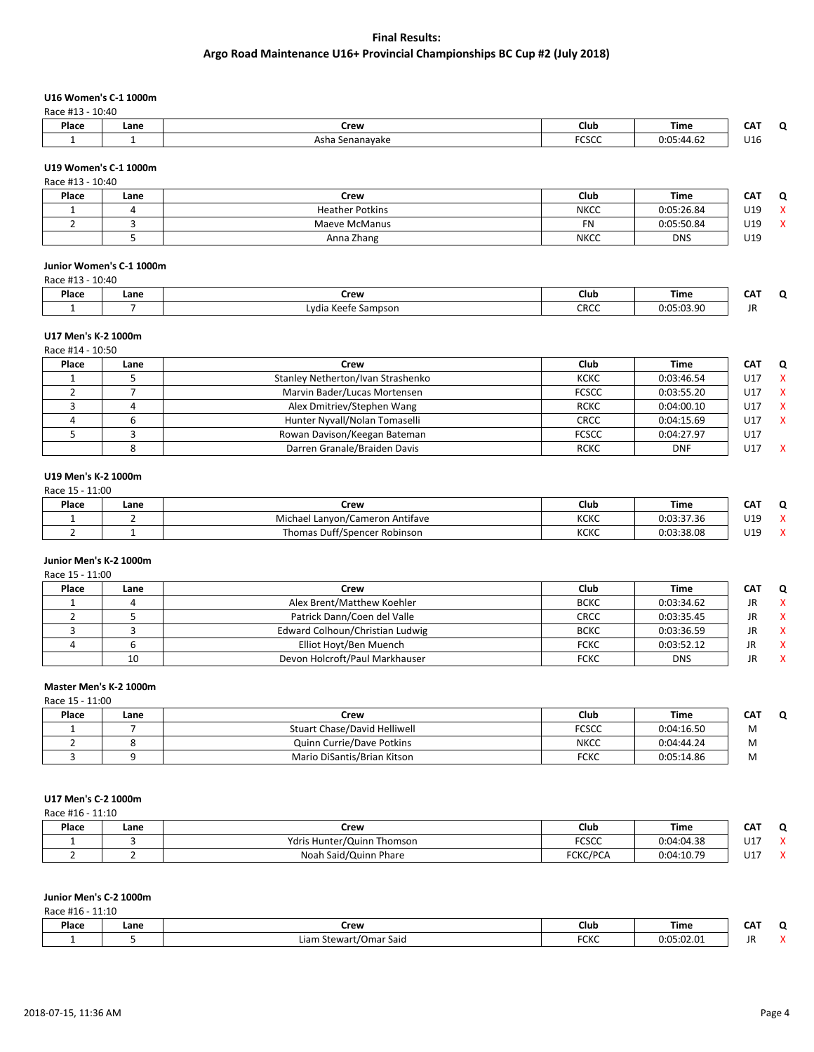# Final Results:
## Argo Road Maintenance U16+ Provincial Championships BC Cup #2 (July 2018)

### U16 Women's C-1 1000m

Race #13 - 10:40

| Place | Lane | Crew | Club | Time | CAT | Q |
|---|---|---|---|---|---|---|
| 1 | 1 | Asha Senanayake | FCSCC | 0:05:44.62 | U16 | |

### U19 Women's C-1 1000m

Race #13 - 10:40

| Place | Lane | Crew | Club | Time | CAT | Q |
|---|---|---|---|---|---|---|
| 1 | 4 | Heather Potkins | NKCC | 0:05:26.84 | U19 | X |
| 2 | 3 | Maeve McManus | FN | 0:05:50.84 | U19 | X |
| | 5 | Anna Zhang | NKCC | DNS | U19 | |

### Junior Women's C-1 1000m

Race #13 - 10:40

| Place | Lane | Crew | Club | Time | CAT | Q |
|---|---|---|---|---|---|---|
| 1 | 7 | Lydia Keefe Sampson | CRCC | 0:05:03.90 | JR | |

### U17 Men's K-2 1000m

Race #14 - 10:50

| Place | Lane | Crew | Club | Time | CAT | Q |
|---|---|---|---|---|---|---|
| 1 | 5 | Stanley Netherton/Ivan Strashenko | KCKC | 0:03:46.54 | U17 | X |
| 2 | 7 | Marvin Bader/Lucas Mortensen | FCSCC | 0:03:55.20 | U17 | X |
| 3 | 4 | Alex Dmitriev/Stephen Wang | RCKC | 0:04:00.10 | U17 | X |
| 4 | 6 | Hunter Nyvall/Nolan Tomaselli | CRCC | 0:04:15.69 | U17 | X |
| 5 | 3 | Rowan Davison/Keegan Bateman | FCSCC | 0:04:27.97 | U17 | |
| | 8 | Darren Granale/Braiden Davis | RCKC | DNF | U17 | X |

### U19 Men's K-2 1000m

Race 15 - 11:00

| Place | Lane | Crew | Club | Time | CAT | Q |
|---|---|---|---|---|---|---|
| 1 | 2 | Michael Lanyon/Cameron Antifave | KCKC | 0:03:37.36 | U19 | X |
| 2 | 1 | Thomas Duff/Spencer Robinson | KCKC | 0:03:38.08 | U19 | X |

### Junior Men's K-2 1000m

Race 15 - 11:00

| Place | Lane | Crew | Club | Time | CAT | Q |
|---|---|---|---|---|---|---|
| 1 | 4 | Alex Brent/Matthew Koehler | BCKC | 0:03:34.62 | JR | X |
| 2 | 5 | Patrick Dann/Coen del Valle | CRCC | 0:03:35.45 | JR | X |
| 3 | 3 | Edward Colhoun/Christian Ludwig | BCKC | 0:03:36.59 | JR | X |
| 4 | 6 | Elliot Hoyt/Ben Muench | FCKC | 0:03:52.12 | JR | X |
| | 10 | Devon Holcroft/Paul Markhauser | FCKC | DNS | JR | X |

### Master Men's K-2 1000m

Race 15 - 11:00

| Place | Lane | Crew | Club | Time | CAT | Q |
|---|---|---|---|---|---|---|
| 1 | 7 | Stuart Chase/David Helliwell | FCSCC | 0:04:16.50 | M | |
| 2 | 8 | Quinn Currie/Dave Potkins | NKCC | 0:04:44.24 | M | |
| 3 | 9 | Mario DiSantis/Brian Kitson | FCKC | 0:05:14.86 | M | |

### U17 Men's C-2 1000m

Race #16 - 11:10

| Place | Lane | Crew | Club | Time | CAT | Q |
|---|---|---|---|---|---|---|
| 1 | 3 | Ydris Hunter/Quinn Thomson | FCSCC | 0:04:04.38 | U17 | X |
| 2 | 2 | Noah Said/Quinn Phare | FCKC/PCA | 0:04:10.79 | U17 | X |

### Junior Men's C-2 1000m

Race #16 - 11:10

| Place | Lane | Crew | Club | Time | CAT | Q |
|---|---|---|---|---|---|---|
| 1 | 5 | Liam Stewart/Omar Said | FCKC | 0:05:02.01 | JR | X |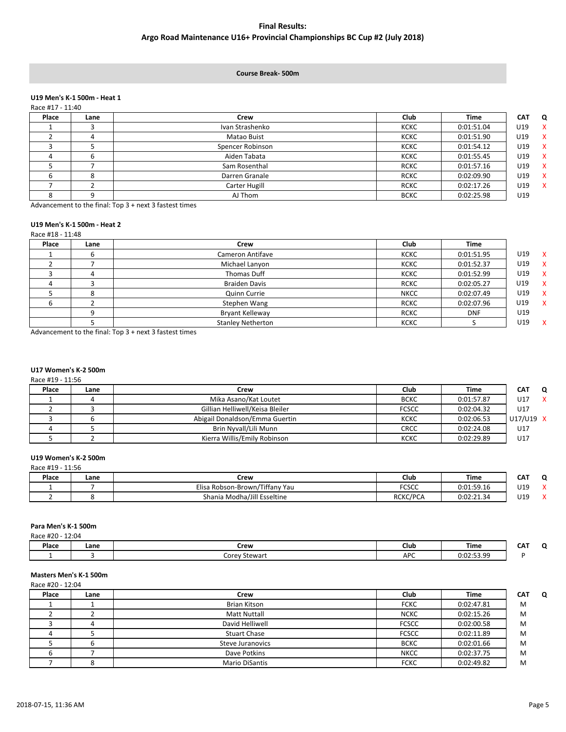# Final Results:

## Argo Road Maintenance U16+ Provincial Championships BC Cup #2 (July 2018)

**Course Break- 500m**

### U19 Men's K-1 500m - Heat 1

Race #17 - 11:40

| Place | Lane | Crew | Club | Time | CAT | Q |
|---|---|---|---|---|---|---|
| 1 | 3 | Ivan Strashenko | KCKC | 0:01:51.04 | U19 | X |
| 2 | 4 | Matao Buist | KCKC | 0:01:51.90 | U19 | X |
| 3 | 5 | Spencer Robinson | KCKC | 0:01:54.12 | U19 | X |
| 4 | 6 | Aiden Tabata | KCKC | 0:01:55.45 | U19 | X |
| 5 | 7 | Sam Rosenthal | RCKC | 0:01:57.16 | U19 | X |
| 6 | 8 | Darren Granale | RCKC | 0:02:09.90 | U19 | X |
| 7 | 2 | Carter Hugill | RCKC | 0:02:17.26 | U19 | X |
| 8 | 9 | AJ Thom | BCKC | 0:02:25.98 | U19 | |

Advancement to the final: Top 3 + next 3 fastest times

### U19 Men's K-1 500m - Heat 2

Race #18 - 11:48

| Place | Lane | Crew | Club | Time | | |
|---|---|---|---|---|---|---|
| 1 | 6 | Cameron Antifave | KCKC | 0:01:51.95 | U19 | X |
| 2 | 7 | Michael Lanyon | KCKC | 0:01:52.37 | U19 | X |
| 3 | 4 | Thomas Duff | KCKC | 0:01:52.99 | U19 | X |
| 4 | 3 | Braiden Davis | RCKC | 0:02:05.27 | U19 | X |
| 5 | 8 | Quinn Currie | NKCC | 0:02:07.49 | U19 | X |
| 6 | 2 | Stephen Wang | RCKC | 0:02:07.96 | U19 | X |
| | 9 | Bryant Kelleway | RCKC | DNF | U19 | |
| | 5 | Stanley Netherton | KCKC | S | U19 | X |

Advancement to the final: Top 3 + next 3 fastest times

### U17 Women's K-2 500m

Race #19 - 11:56

| Place | Lane | Crew | Club | Time | CAT | Q |
|---|---|---|---|---|---|---|
| 1 | 4 | Mika Asano/Kat Loutet | BCKC | 0:01:57.87 | U17 | X |
| 2 | 3 | Gillian Helliwell/Keisa Bleiler | FCSCC | 0:02:04.32 | U17 | |
| 3 | 6 | Abigail Donaldson/Emma Guertin | KCKC | 0:02:06.53 | U17/U19 | X |
| 4 | 5 | Brin Nyvall/Lili Munn | CRCC | 0:02:24.08 | U17 | |
| 5 | 2 | Kierra Willis/Emily Robinson | KCKC | 0:02:29.89 | U17 | |

### U19 Women's K-2 500m

Race #19 - 11:56

| Place | Lane | Crew | Club | Time | CAT | Q |
|---|---|---|---|---|---|---|
| 1 | 7 | Elisa Robson-Brown/Tiffany Yau | FCSCC | 0:01:59.16 | U19 | X |
| 2 | 8 | Shania Modha/Jill Esseltine | RCKC/PCA | 0:02:21.34 | U19 | X |

### Para Men's K-1 500m

Race #20 - 12:04

| Place | Lane | Crew | Club | Time | CAT | Q |
|---|---|---|---|---|---|---|
| 1 | 3 | Corey Stewart | APC | 0:02:53.99 | P | |

### Masters Men's K-1 500m

Race #20 - 12:04

| Place | Lane | Crew | Club | Time | CAT | Q |
|---|---|---|---|---|---|---|
| 1 | 1 | Brian Kitson | FCKC | 0:02:47.81 | M | |
| 2 | 2 | Matt Nuttall | NCKC | 0:02:15.26 | M | |
| 3 | 4 | David Helliwell | FCSCC | 0:02:00.58 | M | |
| 4 | 5 | Stuart Chase | FCSCC | 0:02:11.89 | M | |
| 5 | 6 | Steve Juranovics | BCKC | 0:02:01.66 | M | |
| 6 | 7 | Dave Potkins | NKCC | 0:02:37.75 | M | |
| 7 | 8 | Mario DiSantis | FCKC | 0:02:49.82 | M | |

2018-07-15, 11:36 AM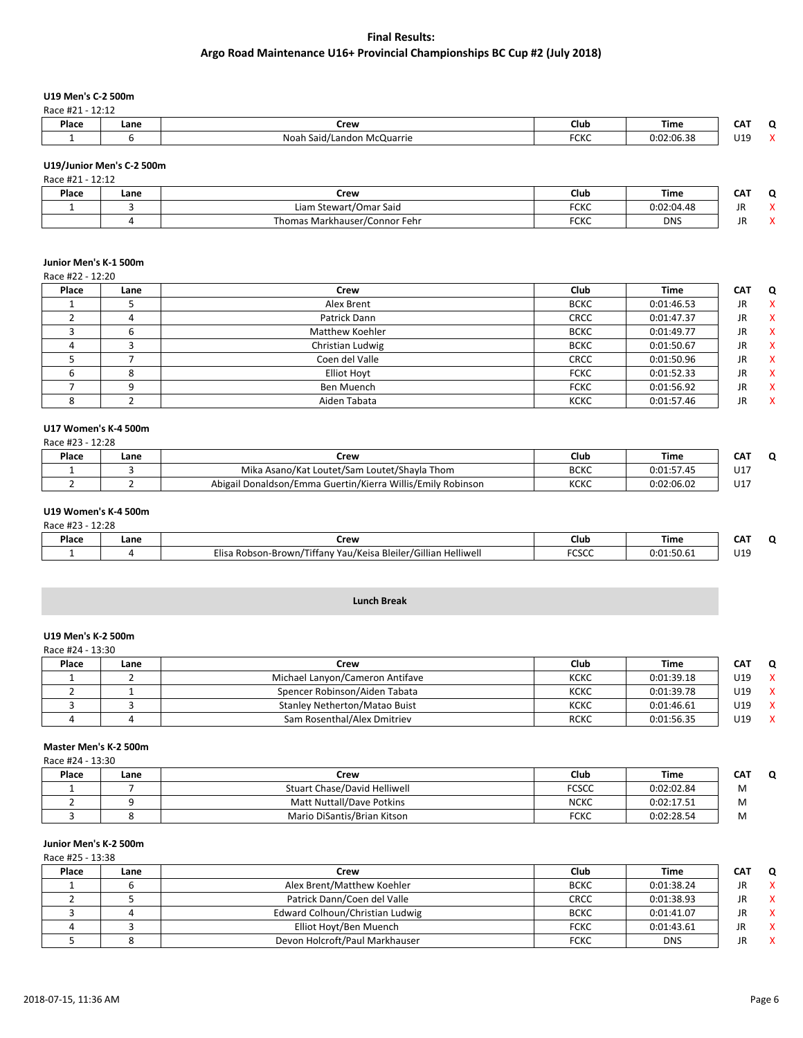# Final Results:
# Argo Road Maintenance U16+ Provincial Championships BC Cup #2 (July 2018)

### U19 Men's C-2 500m

Race #21 - 12:12

| Place | Lane | Crew | Club | Time | CAT | Q |
|---|---|---|---|---|---|---|
| 1 | 6 | Noah Said/Landon McQuarrie | FCKC | 0:02:06.38 | U19 | X |

### U19/Junior Men's C-2 500m

Race #21 - 12:12

| Place | Lane | Crew | Club | Time | CAT | Q |
|---|---|---|---|---|---|---|
| 1 | 3 | Liam Stewart/Omar Said | FCKC | 0:02:04.48 | JR | X |
| | 4 | Thomas Markhauser/Connor Fehr | FCKC | DNS | JR | X |

### Junior Men's K-1 500m

Race #22 - 12:20

| Place | Lane | Crew | Club | Time | CAT | Q |
|---|---|---|---|---|---|---|
| 1 | 5 | Alex Brent | BCKC | 0:01:46.53 | JR | X |
| 2 | 4 | Patrick Dann | CRCC | 0:01:47.37 | JR | X |
| 3 | 6 | Matthew Koehler | BCKC | 0:01:49.77 | JR | X |
| 4 | 3 | Christian Ludwig | BCKC | 0:01:50.67 | JR | X |
| 5 | 7 | Coen del Valle | CRCC | 0:01:50.96 | JR | X |
| 6 | 8 | Elliot Hoyt | FCKC | 0:01:52.33 | JR | X |
| 7 | 9 | Ben Muench | FCKC | 0:01:56.92 | JR | X |
| 8 | 2 | Aiden Tabata | KCKC | 0:01:57.46 | JR | X |

### U17 Women's K-4 500m

Race #23 - 12:28

| Place | Lane | Crew | Club | Time | CAT | Q |
|---|---|---|---|---|---|---|
| 1 | 3 | Mika Asano/Kat Loutet/Sam Loutet/Shayla Thom | BCKC | 0:01:57.45 | U17 | |
| 2 | 2 | Abigail Donaldson/Emma Guertin/Kierra Willis/Emily Robinson | KCKC | 0:02:06.02 | U17 | |

### U19 Women's K-4 500m

Race #23 - 12:28

| Place | Lane | Crew | Club | Time | CAT | Q |
|---|---|---|---|---|---|---|
| 1 | 4 | Elisa Robson-Brown/Tiffany Yau/Keisa Bleiler/Gillian Helliwell | FCSCC | 0:01:50.61 | U19 | |

**Lunch Break**

### U19 Men's K-2 500m

Race #24 - 13:30

| Place | Lane | Crew | Club | Time | CAT | Q |
|---|---|---|---|---|---|---|
| 1 | 2 | Michael Lanyon/Cameron Antifave | KCKC | 0:01:39.18 | U19 | X |
| 2 | 1 | Spencer Robinson/Aiden Tabata | KCKC | 0:01:39.78 | U19 | X |
| 3 | 3 | Stanley Netherton/Matao Buist | KCKC | 0:01:46.61 | U19 | X |
| 4 | 4 | Sam Rosenthal/Alex Dmitriev | RCKC | 0:01:56.35 | U19 | X |

### Master Men's K-2 500m

Race #24 - 13:30

| Place | Lane | Crew | Club | Time | CAT | Q |
|---|---|---|---|---|---|---|
| 1 | 7 | Stuart Chase/David Helliwell | FCSCC | 0:02:02.84 | M | |
| 2 | 9 | Matt Nuttall/Dave Potkins | NCKC | 0:02:17.51 | M | |
| 3 | 8 | Mario DiSantis/Brian Kitson | FCKC | 0:02:28.54 | M | |

### Junior Men's K-2 500m

Race #25 - 13:38

| Place | Lane | Crew | Club | Time | CAT | Q |
|---|---|---|---|---|---|---|
| 1 | 6 | Alex Brent/Matthew Koehler | BCKC | 0:01:38.24 | JR | X |
| 2 | 5 | Patrick Dann/Coen del Valle | CRCC | 0:01:38.93 | JR | X |
| 3 | 4 | Edward Colhoun/Christian Ludwig | BCKC | 0:01:41.07 | JR | X |
| 4 | 3 | Elliot Hoyt/Ben Muench | FCKC | 0:01:43.61 | JR | X |
| 5 | 8 | Devon Holcroft/Paul Markhauser | FCKC | DNS | JR | X |

2018-07-15, 11:36 AM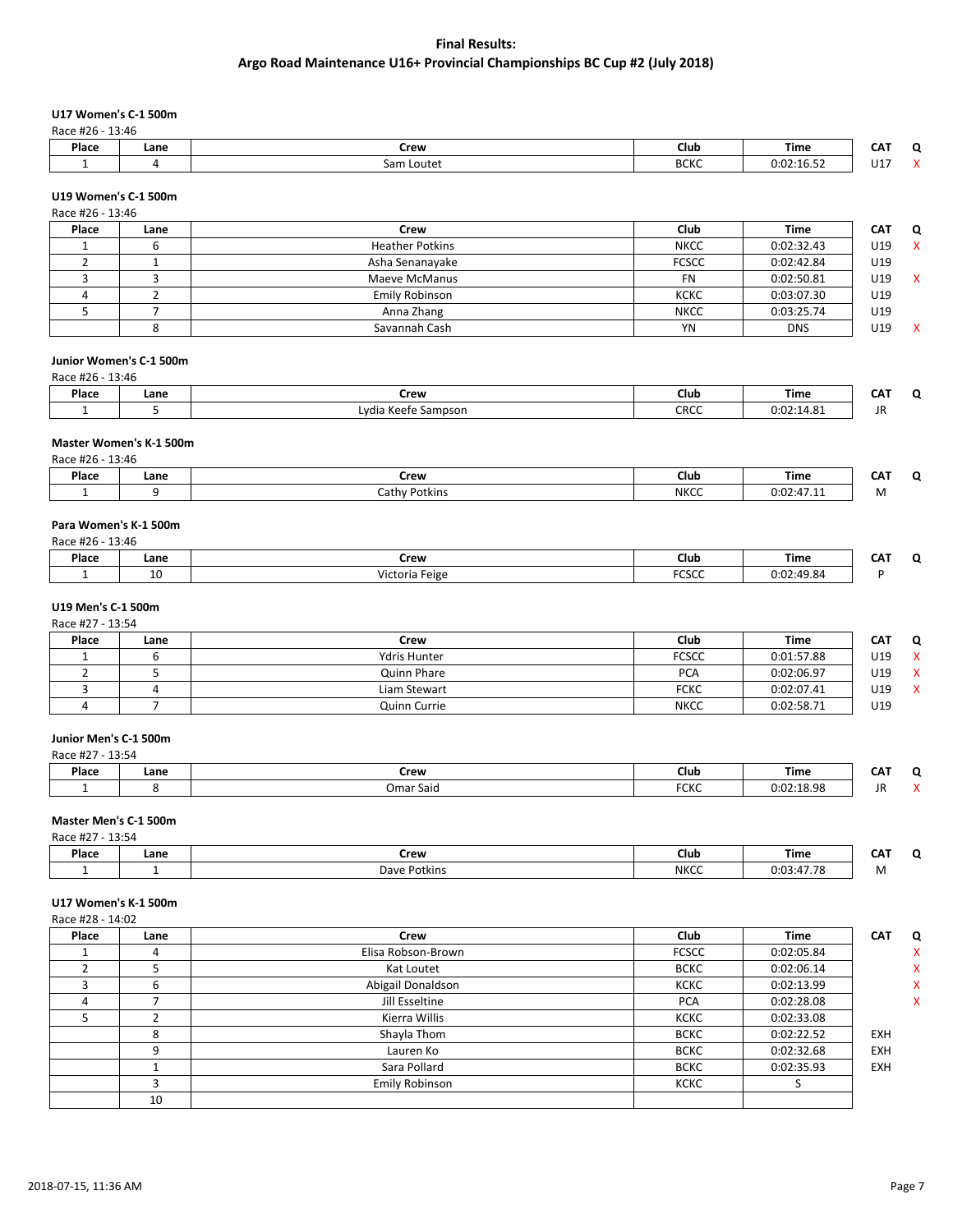# Final Results:
## Argo Road Maintenance U16+ Provincial Championships BC Cup #2 (July 2018)

### U17 Women's C-1 500m
Race #26 - 13:46

| Place | Lane | Crew | Club | Time | CAT | Q |
|---|---|---|---|---|---|---|
| 1 | 4 | Sam Loutet | BCKC | 0:02:16.52 | U17 | X |

### U19 Women's C-1 500m
Race #26 - 13:46

| Place | Lane | Crew | Club | Time | CAT | Q |
|---|---|---|---|---|---|---|
| 1 | 6 | Heather Potkins | NKCC | 0:02:32.43 | U19 | X |
| 2 | 1 | Asha Senanayake | FCSCC | 0:02:42.84 | U19 | |
| 3 | 3 | Maeve McManus | FN | 0:02:50.81 | U19 | X |
| 4 | 2 | Emily Robinson | KCKC | 0:03:07.30 | U19 | |
| 5 | 7 | Anna Zhang | NKCC | 0:03:25.74 | U19 | |
| | 8 | Savannah Cash | YN | DNS | U19 | X |

### Junior Women's C-1 500m
Race #26 - 13:46

| Place | Lane | Crew | Club | Time | CAT | Q |
|---|---|---|---|---|---|---|
| 1 | 5 | Lydia Keefe Sampson | CRCC | 0:02:14.81 | JR | |

### Master Women's K-1 500m
Race #26 - 13:46

| Place | Lane | Crew | Club | Time | CAT | Q |
|---|---|---|---|---|---|---|
| 1 | 9 | Cathy Potkins | NKCC | 0:02:47.11 | M | |

### Para Women's K-1 500m
Race #26 - 13:46

| Place | Lane | Crew | Club | Time | CAT | Q |
|---|---|---|---|---|---|---|
| 1 | 10 | Victoria Feige | FCSCC | 0:02:49.84 | P | |

### U19 Men's C-1 500m
Race #27 - 13:54

| Place | Lane | Crew | Club | Time | CAT | Q |
|---|---|---|---|---|---|---|
| 1 | 6 | Ydris Hunter | FCSCC | 0:01:57.88 | U19 | X |
| 2 | 5 | Quinn Phare | PCA | 0:02:06.97 | U19 | X |
| 3 | 4 | Liam Stewart | FCKC | 0:02:07.41 | U19 | X |
| 4 | 7 | Quinn Currie | NKCC | 0:02:58.71 | U19 | |

### Junior Men's C-1 500m
Race #27 - 13:54

| Place | Lane | Crew | Club | Time | CAT | Q |
|---|---|---|---|---|---|---|
| 1 | 8 | Omar Said | FCKC | 0:02:18.98 | JR | X |

### Master Men's C-1 500m
Race #27 - 13:54

| Place | Lane | Crew | Club | Time | CAT | Q |
|---|---|---|---|---|---|---|
| 1 | 1 | Dave Potkins | NKCC | 0:03:47.78 | M | |

### U17 Women's K-1 500m
Race #28 - 14:02

| Place | Lane | Crew | Club | Time | CAT | Q |
|---|---|---|---|---|---|---|
| 1 | 4 | Elisa Robson-Brown | FCSCC | 0:02:05.84 | | X |
| 2 | 5 | Kat Loutet | BCKC | 0:02:06.14 | | X |
| 3 | 6 | Abigail Donaldson | KCKC | 0:02:13.99 | | X |
| 4 | 7 | Jill Esseltine | PCA | 0:02:28.08 | | X |
| 5 | 2 | Kierra Willis | KCKC | 0:02:33.08 | | |
| | 8 | Shayla Thom | BCKC | 0:02:22.52 | EXH | |
| | 9 | Lauren Ko | BCKC | 0:02:32.68 | EXH | |
| | 1 | Sara Pollard | BCKC | 0:02:35.93 | EXH | |
| | 3 | Emily Robinson | KCKC | S | | |
| | 10 | | | | | |

2018-07-15, 11:36 AM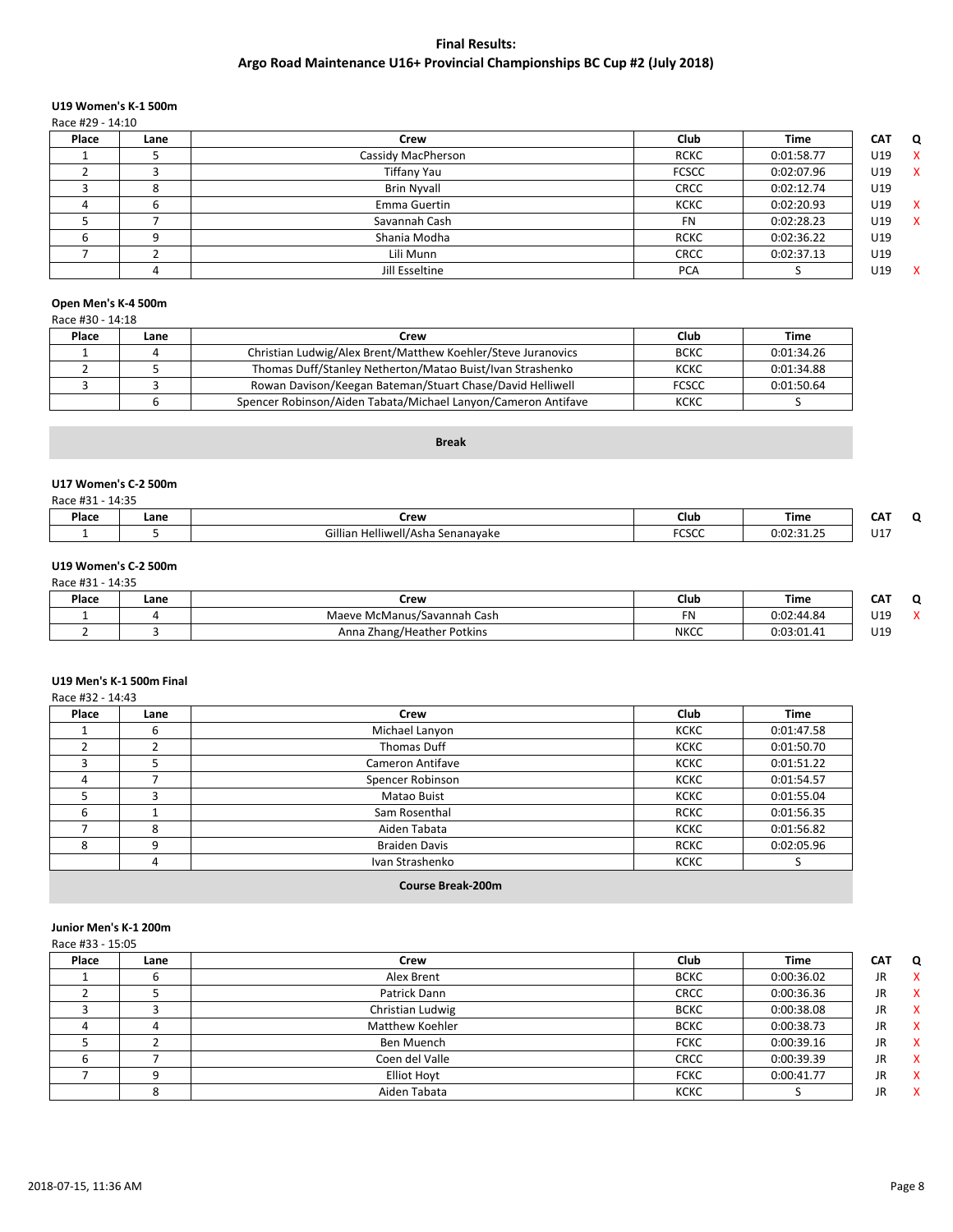# Final Results:
# Argo Road Maintenance U16+ Provincial Championships BC Cup #2 (July 2018)

### U19 Women's K-1 500m

Race #29 - 14:10

| Place | Lane | Crew | Club | Time | CAT | Q |
|---|---|---|---|---|---|---|
| 1 | 5 | Cassidy MacPherson | RCKC | 0:01:58.77 | U19 | X |
| 2 | 3 | Tiffany Yau | FCSCC | 0:02:07.96 | U19 | X |
| 3 | 8 | Brin Nyvall | CRCC | 0:02:12.74 | U19 | |
| 4 | 6 | Emma Guertin | KCKC | 0:02:20.93 | U19 | X |
| 5 | 7 | Savannah Cash | FN | 0:02:28.23 | U19 | X |
| 6 | 9 | Shania Modha | RCKC | 0:02:36.22 | U19 | |
| 7 | 2 | Lili Munn | CRCC | 0:02:37.13 | U19 | |
| | 4 | Jill Esseltine | PCA | S | U19 | X |

### Open Men's K-4 500m

Race #30 - 14:18

| Place | Lane | Crew | Club | Time |
|---|---|---|---|---|
| 1 | 4 | Christian Ludwig/Alex Brent/Matthew Koehler/Steve Juranovics | BCKC | 0:01:34.26 |
| 2 | 5 | Thomas Duff/Stanley Netherton/Matao Buist/Ivan Strashenko | KCKC | 0:01:34.88 |
| 3 | 3 | Rowan Davison/Keegan Bateman/Stuart Chase/David Helliwell | FCSCC | 0:01:50.64 |
| | 6 | Spencer Robinson/Aiden Tabata/Michael Lanyon/Cameron Antifave | KCKC | S |

**Break**

### U17 Women's C-2 500m

Race #31 - 14:35

| Place | Lane | Crew | Club | Time | CAT | Q |
|---|---|---|---|---|---|---|
| 1 | 5 | Gillian Helliwell/Asha Senanayake | FCSCC | 0:02:31.25 | U17 | |

### U19 Women's C-2 500m

Race #31 - 14:35

| Place | Lane | Crew | Club | Time | CAT | Q |
|---|---|---|---|---|---|---|
| 1 | 4 | Maeve McManus/Savannah Cash | FN | 0:02:44.84 | U19 | X |
| 2 | 3 | Anna Zhang/Heather Potkins | NKCC | 0:03:01.41 | U19 | |

### U19 Men's K-1 500m Final

Race #32 - 14:43

| Place | Lane | Crew | Club | Time |
|---|---|---|---|---|
| 1 | 6 | Michael Lanyon | KCKC | 0:01:47.58 |
| 2 | 2 | Thomas Duff | KCKC | 0:01:50.70 |
| 3 | 5 | Cameron Antifave | KCKC | 0:01:51.22 |
| 4 | 7 | Spencer Robinson | KCKC | 0:01:54.57 |
| 5 | 3 | Matao Buist | KCKC | 0:01:55.04 |
| 6 | 1 | Sam Rosenthal | RCKC | 0:01:56.35 |
| 7 | 8 | Aiden Tabata | KCKC | 0:01:56.82 |
| 8 | 9 | Braiden Davis | RCKC | 0:02:05.96 |
| | 4 | Ivan Strashenko | KCKC | S |

**Course Break-200m**

### Junior Men's K-1 200m

Race #33 - 15:05

| Place | Lane | Crew | Club | Time | CAT | Q |
|---|---|---|---|---|---|---|
| 1 | 6 | Alex Brent | BCKC | 0:00:36.02 | JR | X |
| 2 | 5 | Patrick Dann | CRCC | 0:00:36.36 | JR | X |
| 3 | 3 | Christian Ludwig | BCKC | 0:00:38.08 | JR | X |
| 4 | 4 | Matthew Koehler | BCKC | 0:00:38.73 | JR | X |
| 5 | 2 | Ben Muench | FCKC | 0:00:39.16 | JR | X |
| 6 | 7 | Coen del Valle | CRCC | 0:00:39.39 | JR | X |
| 7 | 9 | Elliot Hoyt | FCKC | 0:00:41.77 | JR | X |
| | 8 | Aiden Tabata | KCKC | S | JR | X |

2018-07-15, 11:36 AM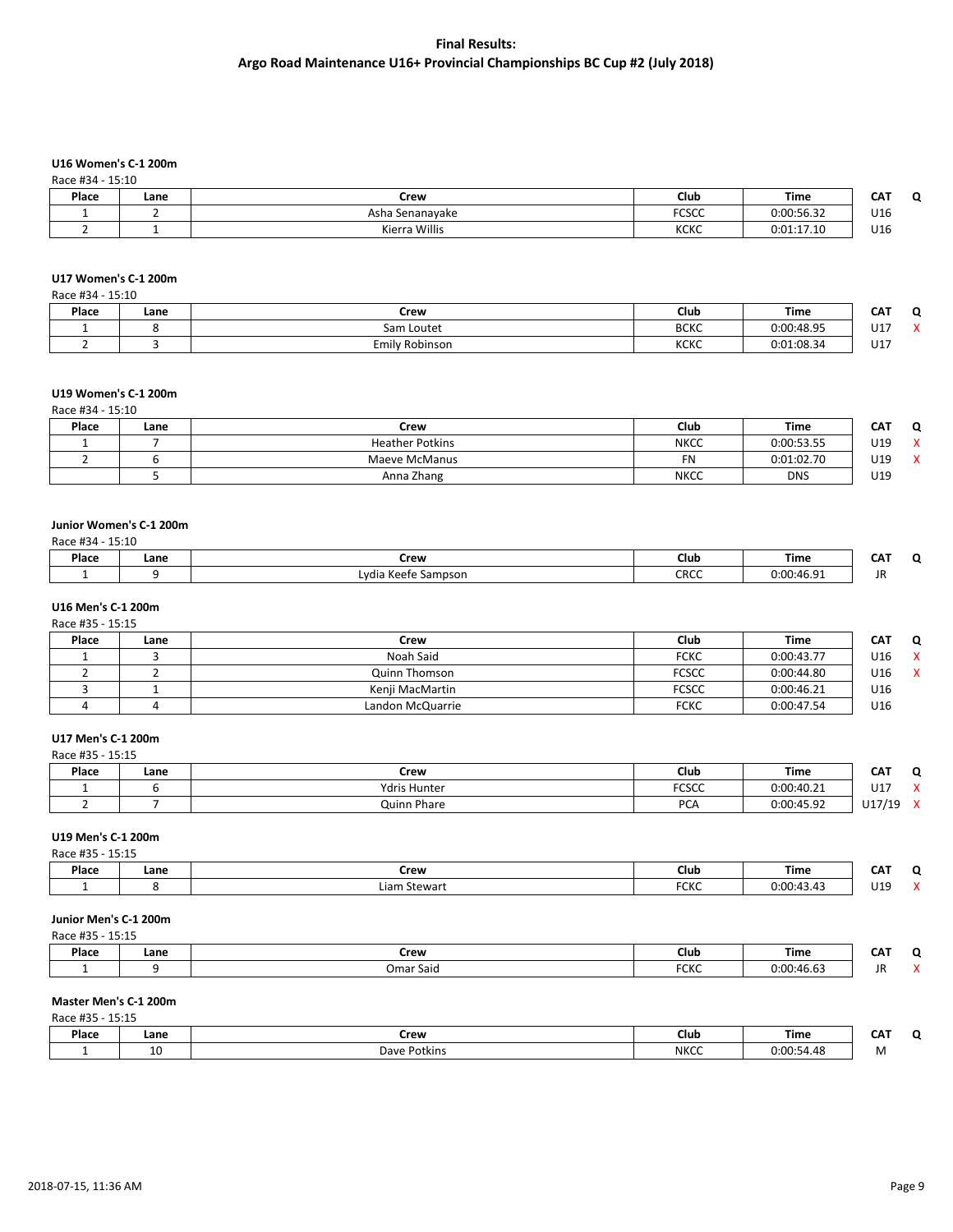# Final Results:
## Argo Road Maintenance U16+ Provincial Championships BC Cup #2 (July 2018)

### U16 Women's C-1 200m

Race #34 - 15:10

| Place | Lane | Crew | Club | Time | CAT | Q |
|---|---|---|---|---|---|---|
| 1 | 2 | Asha Senanayake | FCSCC | 0:00:56.32 | U16 | |
| 2 | 1 | Kierra Willis | KCKC | 0:01:17.10 | U16 | |

### U17 Women's C-1 200m

Race #34 - 15:10

| Place | Lane | Crew | Club | Time | CAT | Q |
|---|---|---|---|---|---|---|
| 1 | 8 | Sam Loutet | BCKC | 0:00:48.95 | U17 | X |
| 2 | 3 | Emily Robinson | KCKC | 0:01:08.34 | U17 | |

### U19 Women's C-1 200m

Race #34 - 15:10

| Place | Lane | Crew | Club | Time | CAT | Q |
|---|---|---|---|---|---|---|
| 1 | 7 | Heather Potkins | NKCC | 0:00:53.55 | U19 | X |
| 2 | 6 | Maeve McManus | FN | 0:01:02.70 | U19 | X |
| | 5 | Anna Zhang | NKCC | DNS | U19 | |

### Junior Women's C-1 200m

Race #34 - 15:10

| Place | Lane | Crew | Club | Time | CAT | Q |
|---|---|---|---|---|---|---|
| 1 | 9 | Lydia Keefe Sampson | CRCC | 0:00:46.91 | JR | |

### U16 Men's C-1 200m

Race #35 - 15:15

| Place | Lane | Crew | Club | Time | CAT | Q |
|---|---|---|---|---|---|---|
| 1 | 3 | Noah Said | FCKC | 0:00:43.77 | U16 | X |
| 2 | 2 | Quinn Thomson | FCSCC | 0:00:44.80 | U16 | X |
| 3 | 1 | Kenji MacMartin | FCSCC | 0:00:46.21 | U16 | |
| 4 | 4 | Landon McQuarrie | FCKC | 0:00:47.54 | U16 | |

### U17 Men's C-1 200m

Race #35 - 15:15

| Place | Lane | Crew | Club | Time | CAT | Q |
|---|---|---|---|---|---|---|
| 1 | 6 | Ydris Hunter | FCSCC | 0:00:40.21 | U17 | X |
| 2 | 7 | Quinn Phare | PCA | 0:00:45.92 | U17/19 | X |

### U19 Men's C-1 200m

Race #35 - 15:15

| Place | Lane | Crew | Club | Time | CAT | Q |
|---|---|---|---|---|---|---|
| 1 | 8 | Liam Stewart | FCKC | 0:00:43.43 | U19 | X |

### Junior Men's C-1 200m

Race #35 - 15:15

| Place | Lane | Crew | Club | Time | CAT | Q |
|---|---|---|---|---|---|---|
| 1 | 9 | Omar Said | FCKC | 0:00:46.63 | JR | X |

### Master Men's C-1 200m

Race #35 - 15:15

| Place | Lane | Crew | Club | Time | CAT | Q |
|---|---|---|---|---|---|---|
| 1 | 10 | Dave Potkins | NKCC | 0:00:54.48 | M | |

2018-07-15, 11:36 AM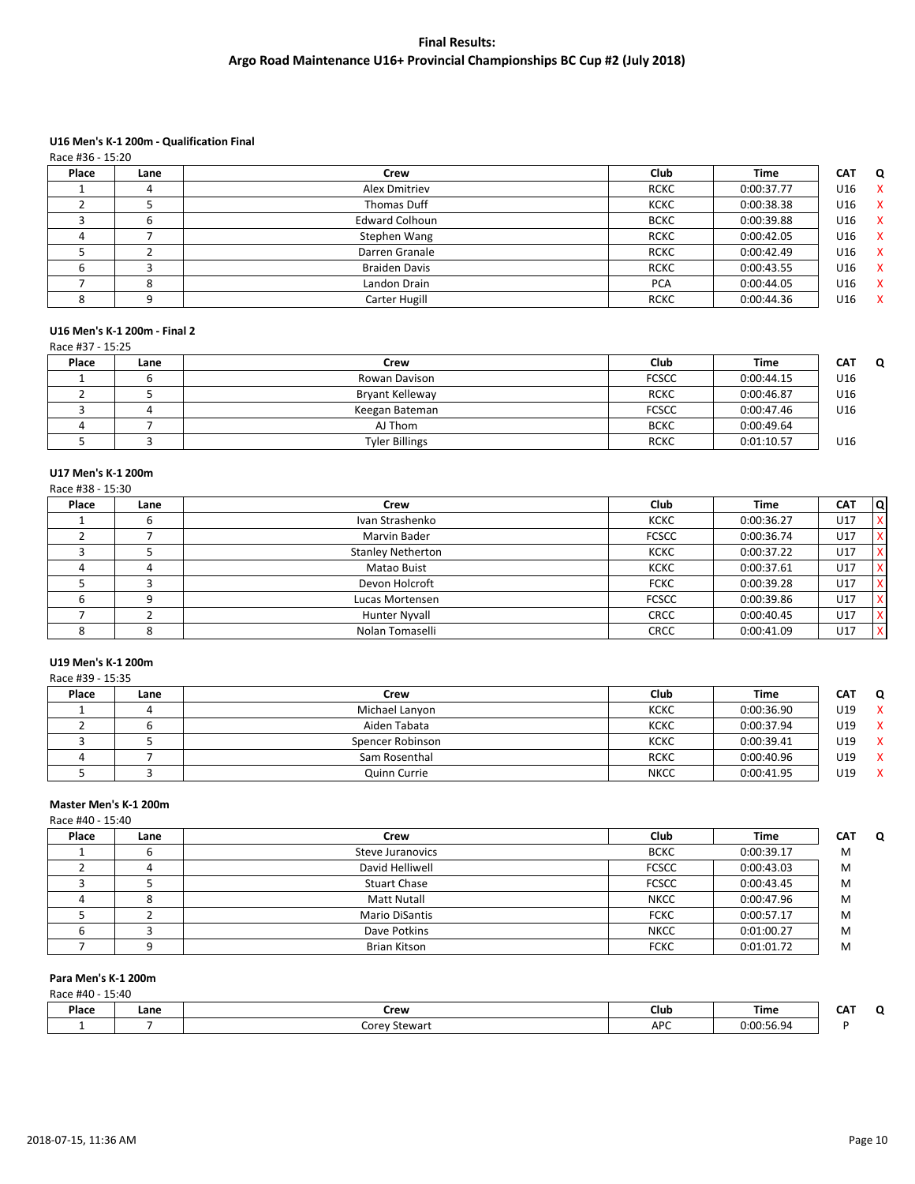# Final Results:
# Argo Road Maintenance U16+ Provincial Championships BC Cup #2 (July 2018)

### U16 Men's K-1 200m - Qualification Final

Race #36 - 15:20

| Place | Lane | Crew | Club | Time | CAT | Q |
|---|---|---|---|---|---|---|
| 1 | 4 | Alex Dmitriev | RCKC | 0:00:37.77 | U16 | X |
| 2 | 5 | Thomas Duff | KCKC | 0:00:38.38 | U16 | X |
| 3 | 6 | Edward Colhoun | BCKC | 0:00:39.88 | U16 | X |
| 4 | 7 | Stephen Wang | RCKC | 0:00:42.05 | U16 | X |
| 5 | 2 | Darren Granale | RCKC | 0:00:42.49 | U16 | X |
| 6 | 3 | Braiden Davis | RCKC | 0:00:43.55 | U16 | X |
| 7 | 8 | Landon Drain | PCA | 0:00:44.05 | U16 | X |
| 8 | 9 | Carter Hugill | RCKC | 0:00:44.36 | U16 | X |

### U16 Men's K-1 200m - Final 2

Race #37 - 15:25

| Place | Lane | Crew | Club | Time | CAT | Q |
|---|---|---|---|---|---|---|
| 1 | 6 | Rowan Davison | FCSCC | 0:00:44.15 | U16 | |
| 2 | 5 | Bryant Kelleway | RCKC | 0:00:46.87 | U16 | |
| 3 | 4 | Keegan Bateman | FCSCC | 0:00:47.46 | U16 | |
| 4 | 7 | AJ Thom | BCKC | 0:00:49.64 | | |
| 5 | 3 | Tyler Billings | RCKC | 0:01:10.57 | U16 | |

### U17 Men's K-1 200m

Race #38 - 15:30

| Place | Lane | Crew | Club | Time | CAT | Q |
|---|---|---|---|---|---|---|
| 1 | 6 | Ivan Strashenko | KCKC | 0:00:36.27 | U17 | X |
| 2 | 7 | Marvin Bader | FCSCC | 0:00:36.74 | U17 | X |
| 3 | 5 | Stanley Netherton | KCKC | 0:00:37.22 | U17 | X |
| 4 | 4 | Matao Buist | KCKC | 0:00:37.61 | U17 | X |
| 5 | 3 | Devon Holcroft | FCKC | 0:00:39.28 | U17 | X |
| 6 | 9 | Lucas Mortensen | FCSCC | 0:00:39.86 | U17 | X |
| 7 | 2 | Hunter Nyvall | CRCC | 0:00:40.45 | U17 | X |
| 8 | 8 | Nolan Tomaselli | CRCC | 0:00:41.09 | U17 | X |

### U19 Men's K-1 200m

Race #39 - 15:35

| Place | Lane | Crew | Club | Time | CAT | Q |
|---|---|---|---|---|---|---|
| 1 | 4 | Michael Lanyon | KCKC | 0:00:36.90 | U19 | X |
| 2 | 6 | Aiden Tabata | KCKC | 0:00:37.94 | U19 | X |
| 3 | 5 | Spencer Robinson | KCKC | 0:00:39.41 | U19 | X |
| 4 | 7 | Sam Rosenthal | RCKC | 0:00:40.96 | U19 | X |
| 5 | 3 | Quinn Currie | NKCC | 0:00:41.95 | U19 | X |

### Master Men's K-1 200m

Race #40 - 15:40

| Place | Lane | Crew | Club | Time | CAT | Q |
|---|---|---|---|---|---|---|
| 1 | 6 | Steve Juranovics | BCKC | 0:00:39.17 | M | |
| 2 | 4 | David Helliwell | FCSCC | 0:00:43.03 | M | |
| 3 | 5 | Stuart Chase | FCSCC | 0:00:43.45 | M | |
| 4 | 8 | Matt Nutall | NKCC | 0:00:47.96 | M | |
| 5 | 2 | Mario DiSantis | FCKC | 0:00:57.17 | M | |
| 6 | 3 | Dave Potkins | NKCC | 0:01:00.27 | M | |
| 7 | 9 | Brian Kitson | FCKC | 0:01:01.72 | M | |

### Para Men's K-1 200m

Race #40 - 15:40

| Place | Lane | Crew | Club | Time | CAT | Q |
|---|---|---|---|---|---|---|
| 1 | 7 | Corey Stewart | APC | 0:00:56.94 | P | |

2018-07-15, 11:36 AM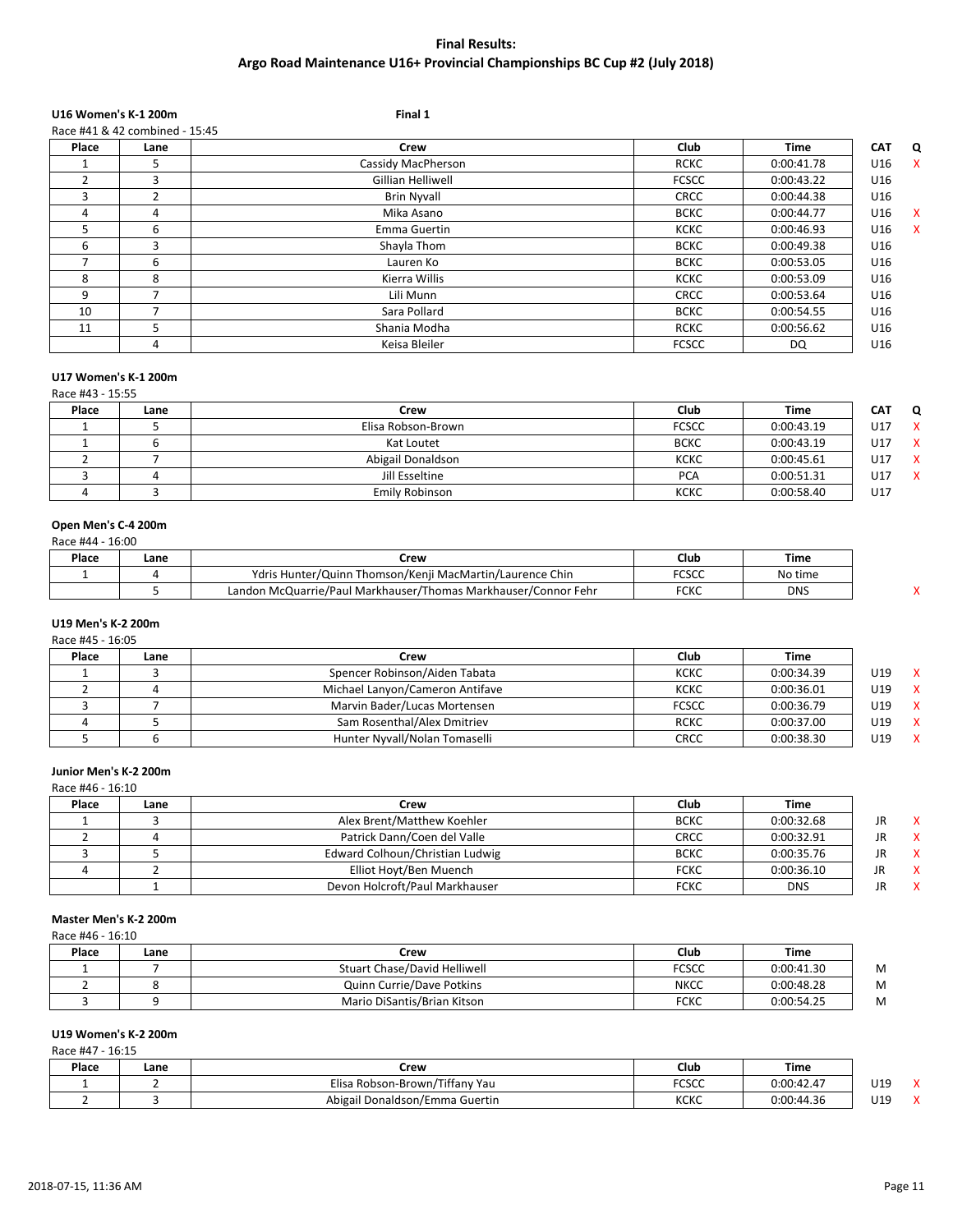# Final Results:
## Argo Road Maintenance U16+ Provincial Championships BC Cup #2 (July 2018)

### U16 Women's K-1 200m

**Final 1**

Race #41 & 42 combined - 15:45

| Place | Lane | Crew | Club | Time | CAT | Q |
|---|---|---|---|---|---|---|
| 1 | 5 | Cassidy MacPherson | RCKC | 0:00:41.78 | U16 | X |
| 2 | 3 | Gillian Helliwell | FCSCC | 0:00:43.22 | U16 | |
| 3 | 2 | Brin Nyvall | CRCC | 0:00:44.38 | U16 | |
| 4 | 4 | Mika Asano | BCKC | 0:00:44.77 | U16 | X |
| 5 | 6 | Emma Guertin | KCKC | 0:00:46.93 | U16 | X |
| 6 | 3 | Shayla Thom | BCKC | 0:00:49.38 | U16 | |
| 7 | 6 | Lauren Ko | BCKC | 0:00:53.05 | U16 | |
| 8 | 8 | Kierra Willis | KCKC | 0:00:53.09 | U16 | |
| 9 | 7 | Lili Munn | CRCC | 0:00:53.64 | U16 | |
| 10 | 7 | Sara Pollard | BCKC | 0:00:54.55 | U16 | |
| 11 | 5 | Shania Modha | RCKC | 0:00:56.62 | U16 | |
| | 4 | Keisa Bleiler | FCSCC | DQ | U16 | |

### U17 Women's K-1 200m

Race #43 - 15:55

| Place | Lane | Crew | Club | Time | CAT | Q |
|---|---|---|---|---|---|---|
| 1 | 5 | Elisa Robson-Brown | FCSCC | 0:00:43.19 | U17 | X |
| 1 | 6 | Kat Loutet | BCKC | 0:00:43.19 | U17 | X |
| 2 | 7 | Abigail Donaldson | KCKC | 0:00:45.61 | U17 | X |
| 3 | 4 | Jill Esseltine | PCA | 0:00:51.31 | U17 | X |
| 4 | 3 | Emily Robinson | KCKC | 0:00:58.40 | U17 | |

### Open Men's C-4 200m

Race #44 - 16:00

| Place | Lane | Crew | Club | Time | | |
|---|---|---|---|---|---|---|
| 1 | 4 | Ydris Hunter/Quinn Thomson/Kenji MacMartin/Laurence Chin | FCSCC | No time | | |
| | 5 | Landon McQuarrie/Paul Markhauser/Thomas Markhauser/Connor Fehr | FCKC | DNS | | X |

### U19 Men's K-2 200m

Race #45 - 16:05

| Place | Lane | Crew | Club | Time | | |
|---|---|---|---|---|---|---|
| 1 | 3 | Spencer Robinson/Aiden Tabata | KCKC | 0:00:34.39 | U19 | X |
| 2 | 4 | Michael Lanyon/Cameron Antifave | KCKC | 0:00:36.01 | U19 | X |
| 3 | 7 | Marvin Bader/Lucas Mortensen | FCSCC | 0:00:36.79 | U19 | X |
| 4 | 5 | Sam Rosenthal/Alex Dmitriev | RCKC | 0:00:37.00 | U19 | X |
| 5 | 6 | Hunter Nyvall/Nolan Tomaselli | CRCC | 0:00:38.30 | U19 | X |

### Junior Men's K-2 200m

Race #46 - 16:10

| Place | Lane | Crew | Club | Time | | |
|---|---|---|---|---|---|---|
| 1 | 3 | Alex Brent/Matthew Koehler | BCKC | 0:00:32.68 | JR | X |
| 2 | 4 | Patrick Dann/Coen del Valle | CRCC | 0:00:32.91 | JR | X |
| 3 | 5 | Edward Colhoun/Christian Ludwig | BCKC | 0:00:35.76 | JR | X |
| 4 | 2 | Elliot Hoyt/Ben Muench | FCKC | 0:00:36.10 | JR | X |
| | 1 | Devon Holcroft/Paul Markhauser | FCKC | DNS | JR | X |

### Master Men's K-2 200m

Race #46 - 16:10

| Place | Lane | Crew | Club | Time | |
|---|---|---|---|---|---|
| 1 | 7 | Stuart Chase/David Helliwell | FCSCC | 0:00:41.30 | M |
| 2 | 8 | Quinn Currie/Dave Potkins | NKCC | 0:00:48.28 | M |
| 3 | 9 | Mario DiSantis/Brian Kitson | FCKC | 0:00:54.25 | M |

### U19 Women's K-2 200m

Race #47 - 16:15

| Place | Lane | Crew | Club | Time | | |
|---|---|---|---|---|---|---|
| 1 | 2 | Elisa Robson-Brown/Tiffany Yau | FCSCC | 0:00:42.47 | U19 | X |
| 2 | 3 | Abigail Donaldson/Emma Guertin | KCKC | 0:00:44.36 | U19 | X |

2018-07-15, 11:36 AM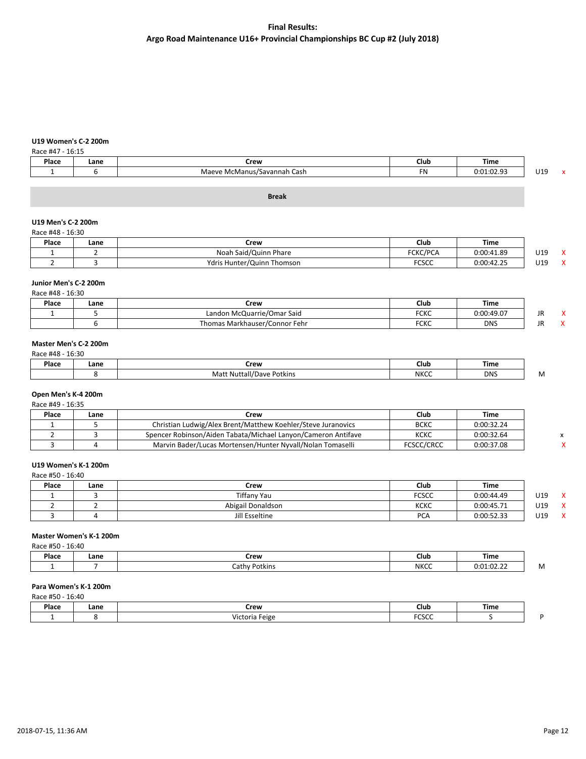**Final Results:**
**Argo Road Maintenance U16+ Provincial Championships BC Cup #2 (July 2018)**

### U19 Women's C-2 200m

Race #47 - 16:15

| Place | Lane | Crew | Club | Time | | |
|---|---|---|---|---|---|---|
| 1 | 6 | Maeve McManus/Savannah Cash | FN | 0:01:02.93 | U19 | x |

**Break**

### U19 Men's C-2 200m

Race #48 - 16:30

| Place | Lane | Crew | Club | Time | | |
|---|---|---|---|---|---|---|
| 1 | 2 | Noah Said/Quinn Phare | FCKC/PCA | 0:00:41.89 | U19 | X |
| 2 | 3 | Ydris Hunter/Quinn Thomson | FCSCC | 0:00:42.25 | U19 | X |

### Junior Men's C-2 200m

Race #48 - 16:30

| Place | Lane | Crew | Club | Time | | |
|---|---|---|---|---|---|---|
| 1 | 5 | Landon McQuarrie/Omar Said | FCKC | 0:00:49.07 | JR | X |
| | 6 | Thomas Markhauser/Connor Fehr | FCKC | DNS | JR | X |

### Master Men's C-2 200m

Race #48 - 16:30

| Place | Lane | Crew | Club | Time | | |
|---|---|---|---|---|---|---|
| | 8 | Matt Nuttall/Dave Potkins | NKCC | DNS | M | |

### Open Men's K-4 200m

Race #49 - 16:35

| Place | Lane | Crew | Club | Time | | |
|---|---|---|---|---|---|---|
| 1 | 5 | Christian Ludwig/Alex Brent/Matthew Koehler/Steve Juranovics | BCKC | 0:00:32.24 | | |
| 2 | 3 | Spencer Robinson/Aiden Tabata/Michael Lanyon/Cameron Antifave | KCKC | 0:00:32.64 | | x |
| 3 | 4 | Marvin Bader/Lucas Mortensen/Hunter Nyvall/Nolan Tomaselli | FCSCC/CRCC | 0:00:37.08 | | X |

### U19 Women's K-1 200m

Race #50 - 16:40

| Place | Lane | Crew | Club | Time | | |
|---|---|---|---|---|---|---|
| 1 | 3 | Tiffany Yau | FCSCC | 0:00:44.49 | U19 | X |
| 2 | 2 | Abigail Donaldson | KCKC | 0:00:45.71 | U19 | X |
| 3 | 4 | Jill Esseltine | PCA | 0:00:52.33 | U19 | X |

### Master Women's K-1 200m

Race #50 - 16:40

| Place | Lane | Crew | Club | Time | | |
|---|---|---|---|---|---|---|
| 1 | 7 | Cathy Potkins | NKCC | 0:01:02.22 | M | |

### Para Women's K-1 200m

Race #50 - 16:40

| Place | Lane | Crew | Club | Time | | |
|---|---|---|---|---|---|---|
| 1 | 8 | Victoria Feige | FCSCC | S | P | |